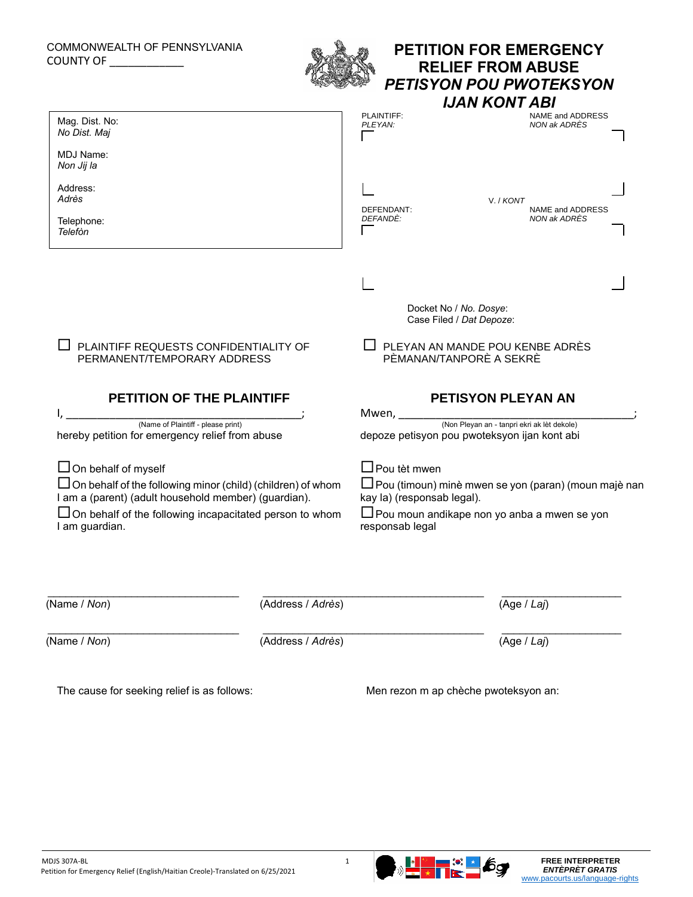COMMONWEALTH OF PENNSYLVANIA
COUNTY OF ____________

# PETITION FOR EMERGENCY RELIEF FROM ABUSE
# *PETISYON POU PWOTEKSYON IJAN KONT ABI*

Mag. Dist. No:
*No Dist. Maj*

MDJ Name:
*Non Jij la*

Address:
*Adrès*

Telephone:
*Telefòn*

PLAINTIFF: NAME and ADDRESS
*PLEYAN: NON ak ADRÈS*

V. / *KONT*

DEFENDANT: NAME and ADDRESS
*DEFANDÈ: NON ak ADRÈS*

Docket No / *No. Dosye*:
Case Filed / *Dat Depoze*:

☐ PLAINTIFF REQUESTS CONFIDENTIALITY OF PERMANENT/TEMPORARY ADDRESS

☐ PLEYAN AN MANDE POU KENBE ADRÈS PÈMANAN/TANPORÈ A SEKRÈ

## PETITION OF THE PLAINTIFF

I, ________________________________________;
(Name of Plaintiff - please print)
hereby petition for emergency relief from abuse

☐ On behalf of myself
☐ On behalf of the following minor (child) (children) of whom I am a (parent) (adult household member) (guardian).
☐ On behalf of the following incapacitated person to whom I am guardian.

## PETISYON PLEYAN AN

Mwen, ________________________________________;
(Non Pleyan an - tanpri ekri ak lèt dekole)
depoze petisyon pou pwoteksyon ijan kont abi

☐ Pou tèt mwen
☐ Pou (timoun) minè mwen se yon (paran) (moun majè nan kay la) (responsab legal).
☐ Pou moun andikape non yo anba a mwen se yon responsab legal

| (Name / *Non*) | (Address / *Adrès*) | (Age / *Laj*) |
|---|---|---|
| | | |
| | | |

The cause for seeking relief is as follows:

Men rezon m ap chèche pwoteksyon an:

MDJS 307A-BL
Petition for Emergency Relief (English/Haitian Creole)-Translated on 6/25/2021

FREE INTERPRETER
*ENTÈPRÈT GRATIS*
www.pacourts.us/language-rights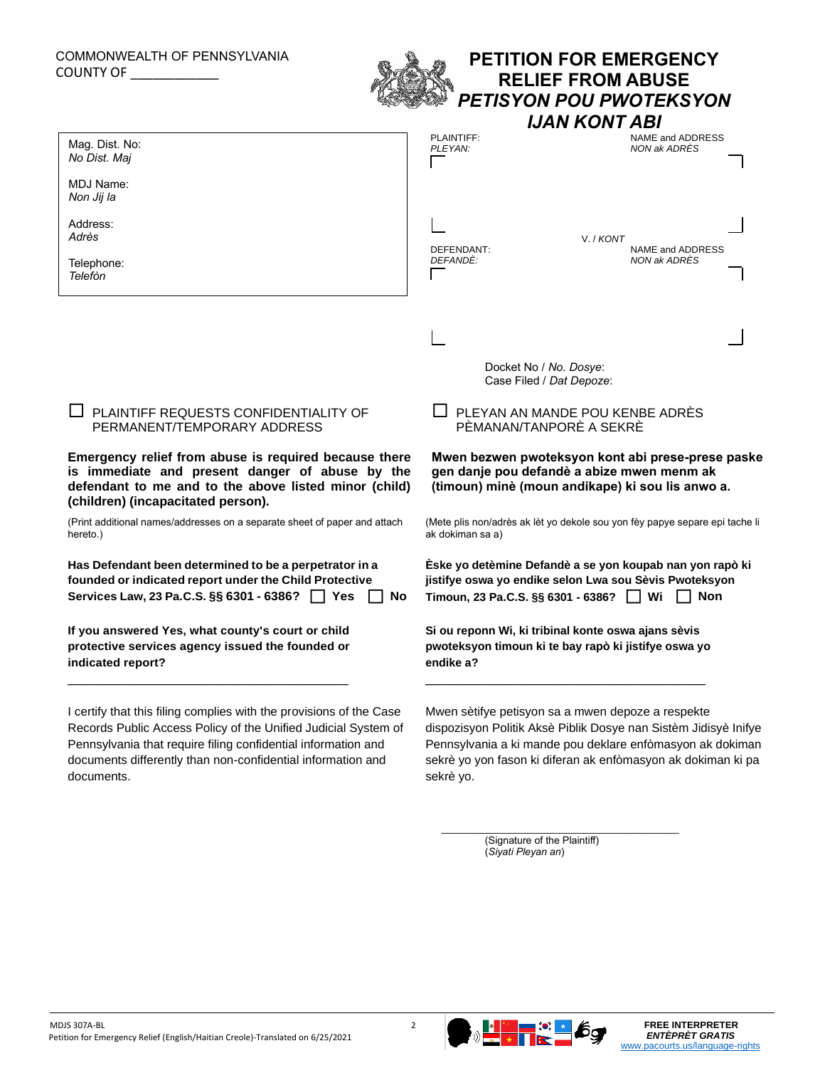COMMONWEALTH OF PENNSYLVANIA
COUNTY OF ____________

# PETITION FOR EMERGENCY RELIEF FROM ABUSE
# *PETISYON POU PWOTEKSYON IJAN KONT ABI*

Mag. Dist. No:
*No Dist. Maj*

MDJ Name:
*Non Jij la*

Address:
*Adrès*

Telephone:
*Telefòn*

PLAINTIFF: NAME and ADDRESS
*PLEYAN: NON ak ADRÈS*

V. / *KONT*

DEFENDANT: NAME and ADDRESS
*DEFANDÈ: NON ak ADRÈS*

Docket No / *No. Dosye*:
Case Filed / *Dat Depoze*:

☐ PLAINTIFF REQUESTS CONFIDENTIALITY OF PERMANENT/TEMPORARY ADDRESS

☐ PLEYAN AN MANDE POU KENBE ADRÈS PÈMANAN/TANPORÈ A SEKRÈ

**Emergency relief from abuse is required because there is immediate and present danger of abuse by the defendant to me and to the above listed minor (child) (children) (incapacitated person).**

**Mwen bezwen pwoteksyon kont abi prese-prese paske gen danje pou defandè a abize mwen menm ak (timoun) minè (moun andikape) ki sou lis anwo a.**

(Print additional names/addresses on a separate sheet of paper and attach hereto.)

(Mete plis non/adrès ak lèt yo dekole sou yon fèy papye separe epi tache li ak dokiman sa a)

**Has Defendant been determined to be a perpetrator in a founded or indicated report under the Child Protective Services Law, 23 Pa.C.S. §§ 6301 - 6386?** ☐ **Yes** ☐ **No**

**Èske yo detèmine Defandè a se yon koupab nan yon rapò ki jistifye oswa yo endike selon Lwa sou Sèvis Pwoteksyon Timoun, 23 Pa.C.S. §§ 6301 - 6386?** ☐ **Wi** ☐ **Non**

**If you answered Yes, what county's court or child protective services agency issued the founded or indicated report?**

____________________________________________

**Si ou reponn Wi, ki tribinal konte oswa ajans sèvis pwoteksyon timoun ki te bay rapò ki jistifye oswa yo endike a?**

____________________________________________

I certify that this filing complies with the provisions of the Case Records Public Access Policy of the Unified Judicial System of Pennsylvania that require filing confidential information and documents differently than non-confidential information and documents.

Mwen sètifye petisyon sa a mwen depoze a respekte dispozisyon Politik Aksè Piblik Dosye nan Sistèm Jidisyè Inifye Pennsylvania a ki mande pou deklare enfòmasyon ak dokiman sekrè yo yon fason ki diferan ak enfòmasyon ak dokiman ki pa sekrè yo.

____________________________________
(Signature of the Plaintiff)
(*Siyati Pleyan an*)

MDJS 307A-BL
Petition for Emergency Relief (English/Haitian Creole)-Translated on 6/25/2021

**FREE INTERPRETER**
***ENTÈPRÈT GRATIS***
www.pacourts.us/language-rights